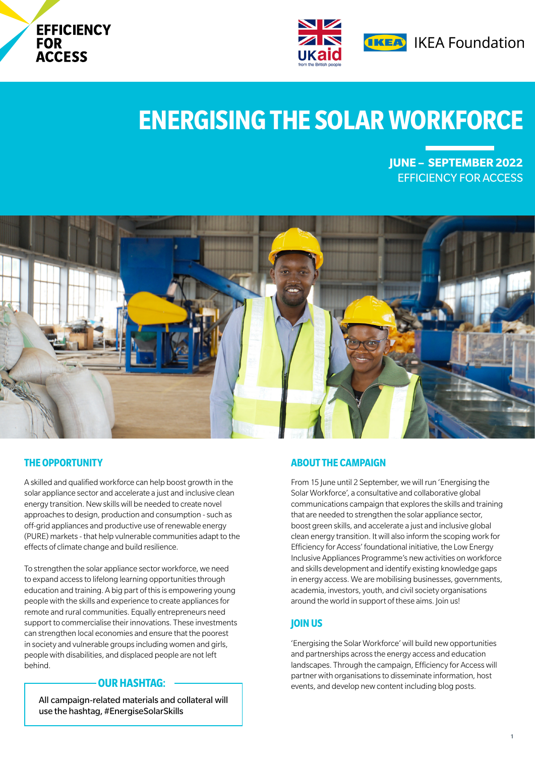EFFICIENCY FOR ACCESS

UKaid from the British people

IKEA Foundation

# ENERGISING THE SOLAR WORKFORCE

**JUNE – SEPTEMBER 2022**
EFFICIENCY FOR ACCESS

## THE OPPORTUNITY

A skilled and qualified workforce can help boost growth in the solar appliance sector and accelerate a just and inclusive clean energy transition. New skills will be needed to create novel approaches to design, production and consumption - such as off-grid appliances and productive use of renewable energy (PURE) markets - that help vulnerable communities adapt to the effects of climate change and build resilience.

To strengthen the solar appliance sector workforce, we need to expand access to lifelong learning opportunities through education and training. A big part of this is empowering young people with the skills and experience to create appliances for remote and rural communities. Equally entrepreneurs need support to commercialise their innovations. These investments can strengthen local economies and ensure that the poorest in society and vulnerable groups including women and girls, people with disabilities, and displaced people are not left behind.

### OUR HASHTAG:

All campaign-related materials and collateral will use the hashtag, #EnergiseSolarSkills

## ABOUT THE CAMPAIGN

From 15 June until 2 September, we will run 'Energising the Solar Workforce', a consultative and collaborative global communications campaign that explores the skills and training that are needed to strengthen the solar appliance sector, boost green skills, and accelerate a just and inclusive global clean energy transition. It will also inform the scoping work for Efficiency for Access' foundational initiative, the Low Energy Inclusive Appliances Programme's new activities on workforce and skills development and identify existing knowledge gaps in energy access. We are mobilising businesses, governments, academia, investors, youth, and civil society organisations around the world in support of these aims. Join us!

## JOIN US

'Energising the Solar Workforce' will build new opportunities and partnerships across the energy access and education landscapes. Through the campaign, Efficiency for Access will partner with organisations to disseminate information, host events, and develop new content including blog posts.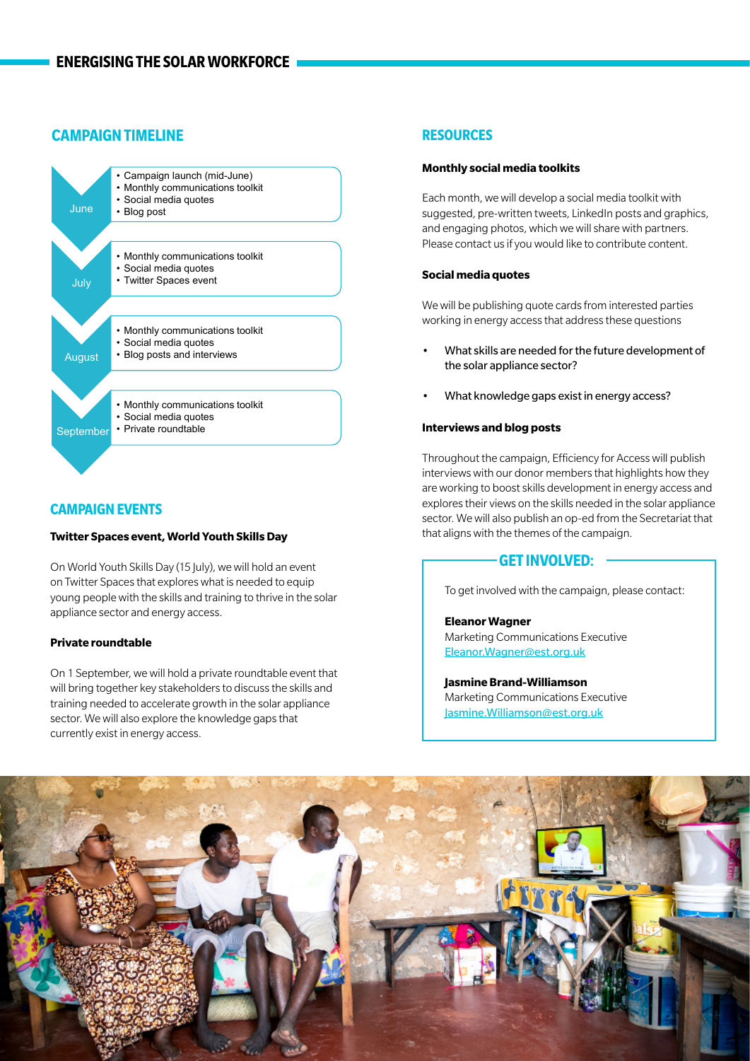# ENERGISING THE SOLAR WORKFORCE

## CAMPAIGN TIMELINE

**June**
- Campaign launch (mid-June)
- Monthly communications toolkit
- Social media quotes
- Blog post

**July**
- Monthly communications toolkit
- Social media quotes
- Twitter Spaces event

**August**
- Monthly communications toolkit
- Social media quotes
- Blog posts and interviews

**September**
- Monthly communications toolkit
- Social media quotes
- Private roundtable

## CAMPAIGN EVENTS

**Twitter Spaces event, World Youth Skills Day**

On World Youth Skills Day (15 July), we will hold an event on Twitter Spaces that explores what is needed to equip young people with the skills and training to thrive in the solar appliance sector and energy access.

**Private roundtable**

On 1 September, we will hold a private roundtable event that will bring together key stakeholders to discuss the skills and training needed to accelerate growth in the solar appliance sector. We will also explore the knowledge gaps that currently exist in energy access.

## RESOURCES

**Monthly social media toolkits**

Each month, we will develop a social media toolkit with suggested, pre-written tweets, LinkedIn posts and graphics, and engaging photos, which we will share with partners. Please contact us if you would like to contribute content.

**Social media quotes**

We will be publishing quote cards from interested parties working in energy access that address these questions

- What skills are needed for the future development of the solar appliance sector?
- What knowledge gaps exist in energy access?

**Interviews and blog posts**

Throughout the campaign, Efficiency for Access will publish interviews with our donor members that highlights how they are working to boost skills development in energy access and explores their views on the skills needed in the solar appliance sector. We will also publish an op-ed from the Secretariat that that aligns with the themes of the campaign.

## GET INVOLVED:

To get involved with the campaign, please contact:

**Eleanor Wagner**
Marketing Communications Executive
Eleanor.Wagner@est.org.uk

**Jasmine Brand-Williamson**
Marketing Communications Executive
Jasmine.Williamson@est.org.uk